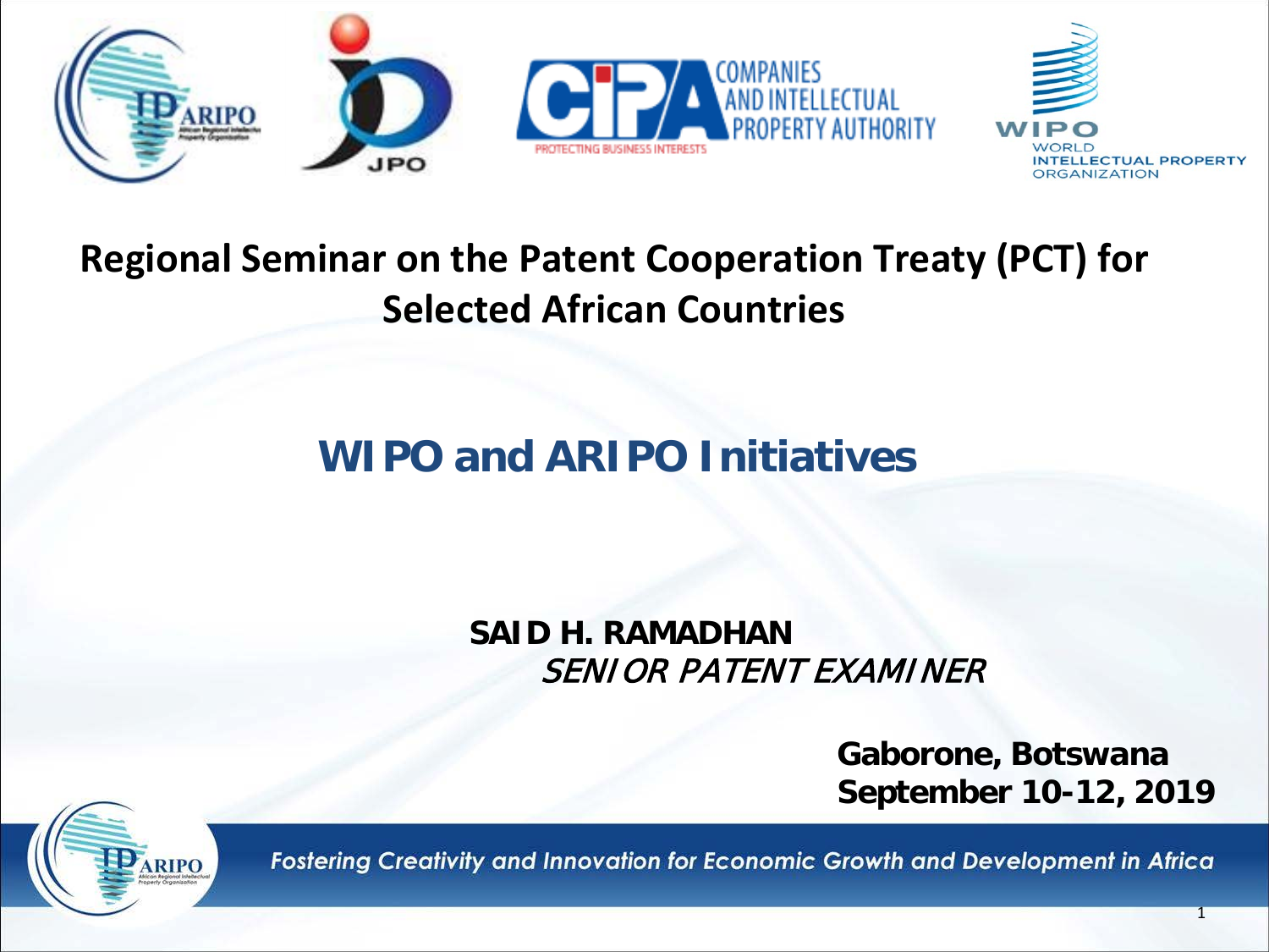# Regional Seminar on the Patent Cooperation Treaty (PCT) for Selected African Countries

## WIPO and ARIPO Initiatives

**SAID H. RAMADHAN**
*SENIOR PATENT EXAMINER*

**Gaborone, Botswana**
**September 10-12, 2019**

*Fostering Creativity and Innovation for Economic Growth and Development in Africa*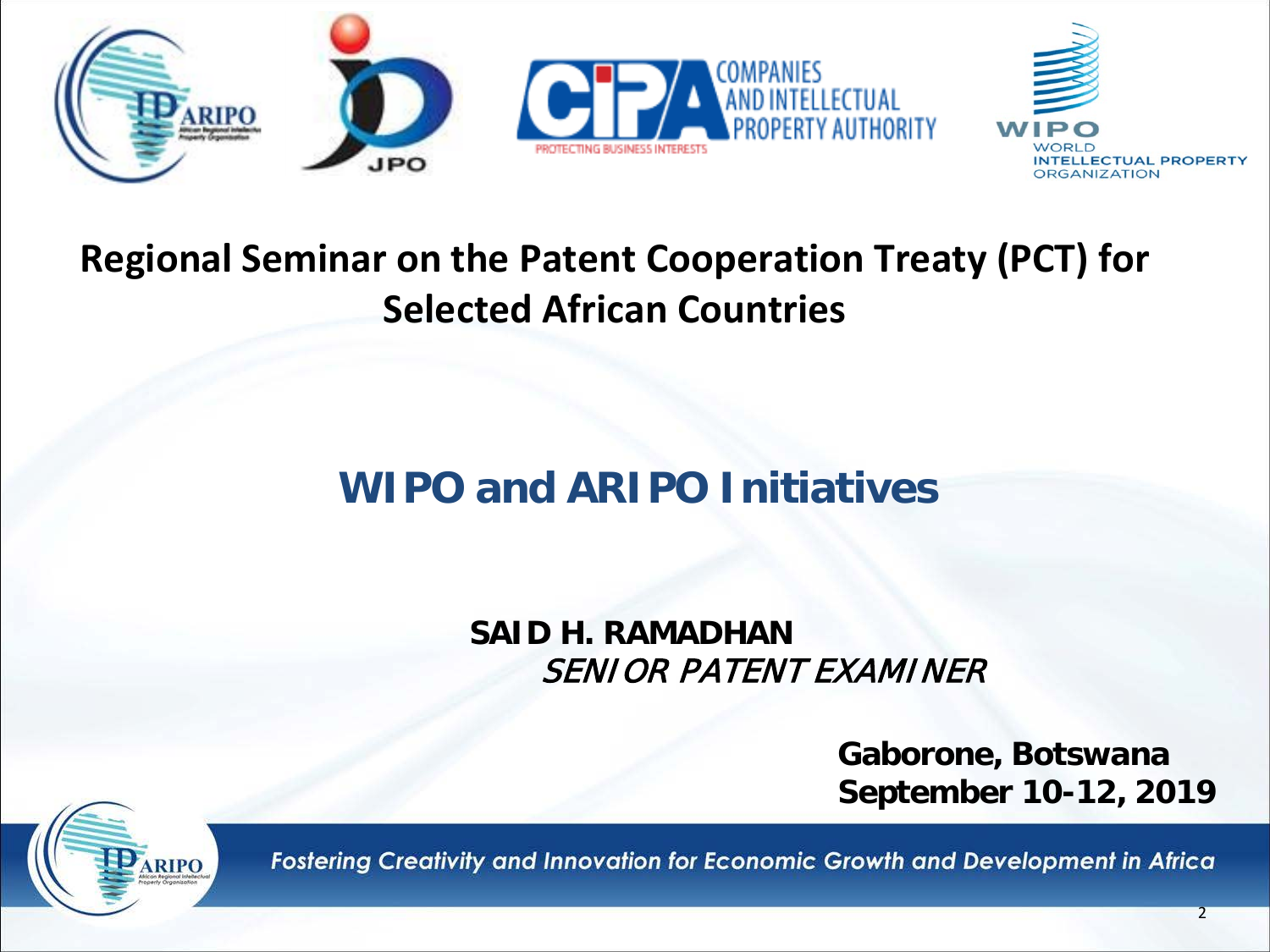# Regional Seminar on the Patent Cooperation Treaty (PCT) for Selected African Countries

## WIPO and ARIPO Initiatives

**SAID H. RAMADHAN**
*SENIOR PATENT EXAMINER*

**Gaborone, Botswana**
**September 10-12, 2019**

*Fostering Creativity and Innovation for Economic Growth and Development in Africa*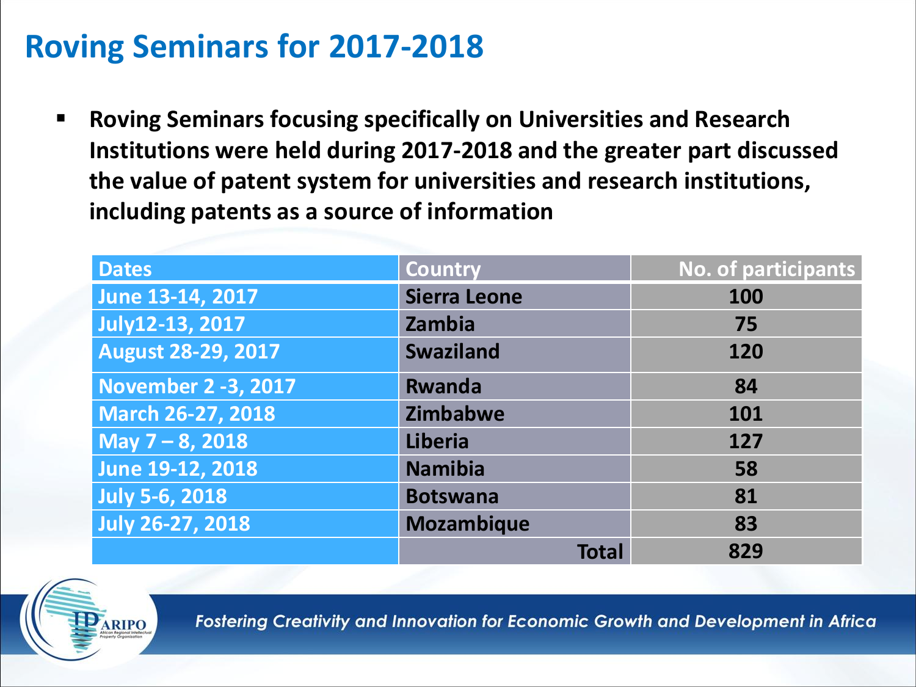# Roving Seminars for 2017-2018

- **Roving Seminars focusing specifically on Universities and Research Institutions were held during 2017-2018 and the greater part discussed the value of patent system for universities and research institutions, including patents as a source of information**

| Dates | Country | No. of participants |
|---|---|---|
| June 13-14, 2017 | Sierra Leone | 100 |
| July12-13, 2017 | Zambia | 75 |
| August 28-29, 2017 | Swaziland | 120 |
| November 2 -3, 2017 | Rwanda | 84 |
| March 26-27, 2018 | Zimbabwe | 101 |
| May 7 – 8, 2018 | Liberia | 127 |
| June 19-12, 2018 | Namibia | 58 |
| July 5-6, 2018 | Botswana | 81 |
| July 26-27, 2018 | Mozambique | 83 |
| | Total | 829 |

*Fostering Creativity and Innovation for Economic Growth and Development in Africa*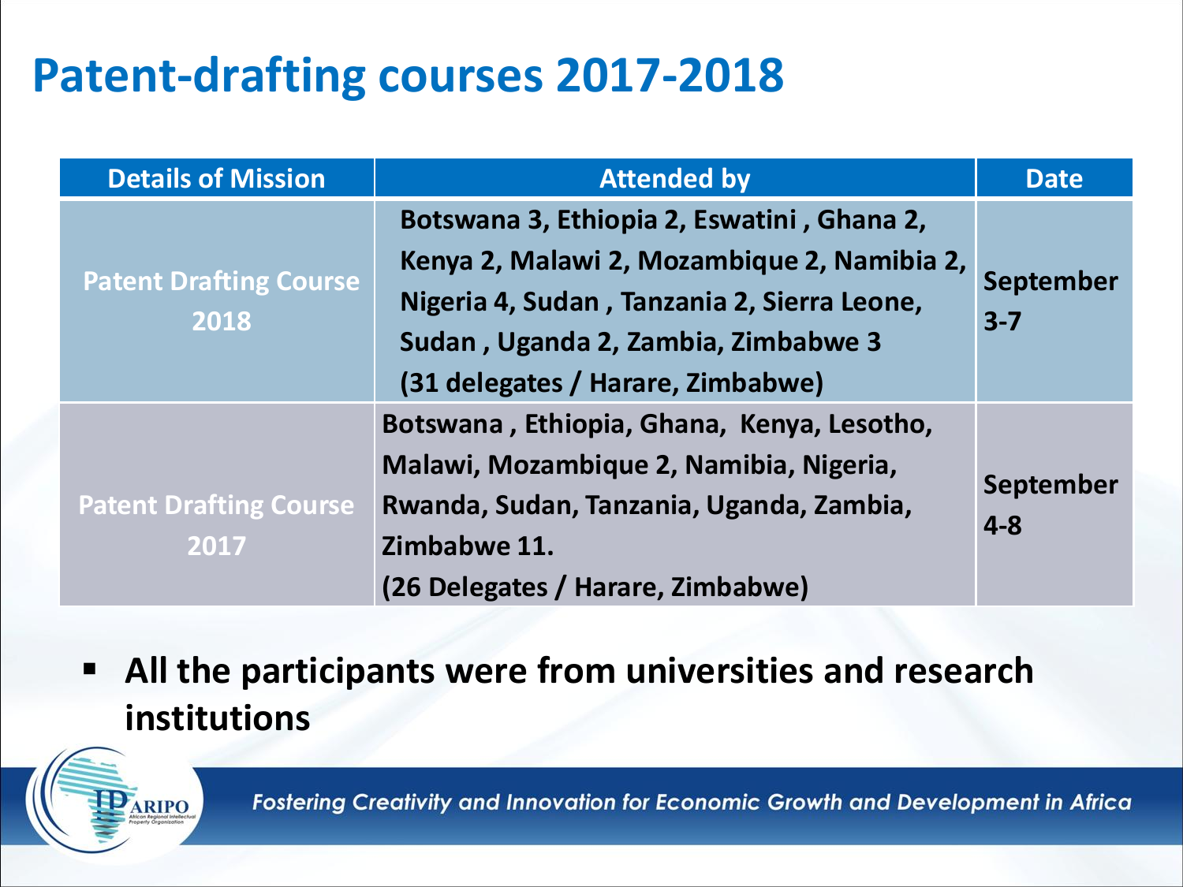# Patent-drafting courses 2017-2018

| Details of Mission | Attended by | Date |
| --- | --- | --- |
| Patent Drafting Course 2018 | Botswana 3, Ethiopia 2, Eswatini , Ghana 2, Kenya 2, Malawi 2, Mozambique 2, Namibia 2, Nigeria 4, Sudan , Tanzania 2, Sierra Leone, Sudan , Uganda 2, Zambia, Zimbabwe 3 (31 delegates / Harare, Zimbabwe) | September 3-7 |
| Patent Drafting Course 2017 | Botswana , Ethiopia, Ghana, Kenya, Lesotho, Malawi, Mozambique 2, Namibia, Nigeria, Rwanda, Sudan, Tanzania, Uganda, Zambia, Zimbabwe 11. (26 Delegates / Harare, Zimbabwe) | September 4-8 |

- **All the participants were from universities and research institutions**

*Fostering Creativity and Innovation for Economic Growth and Development in Africa*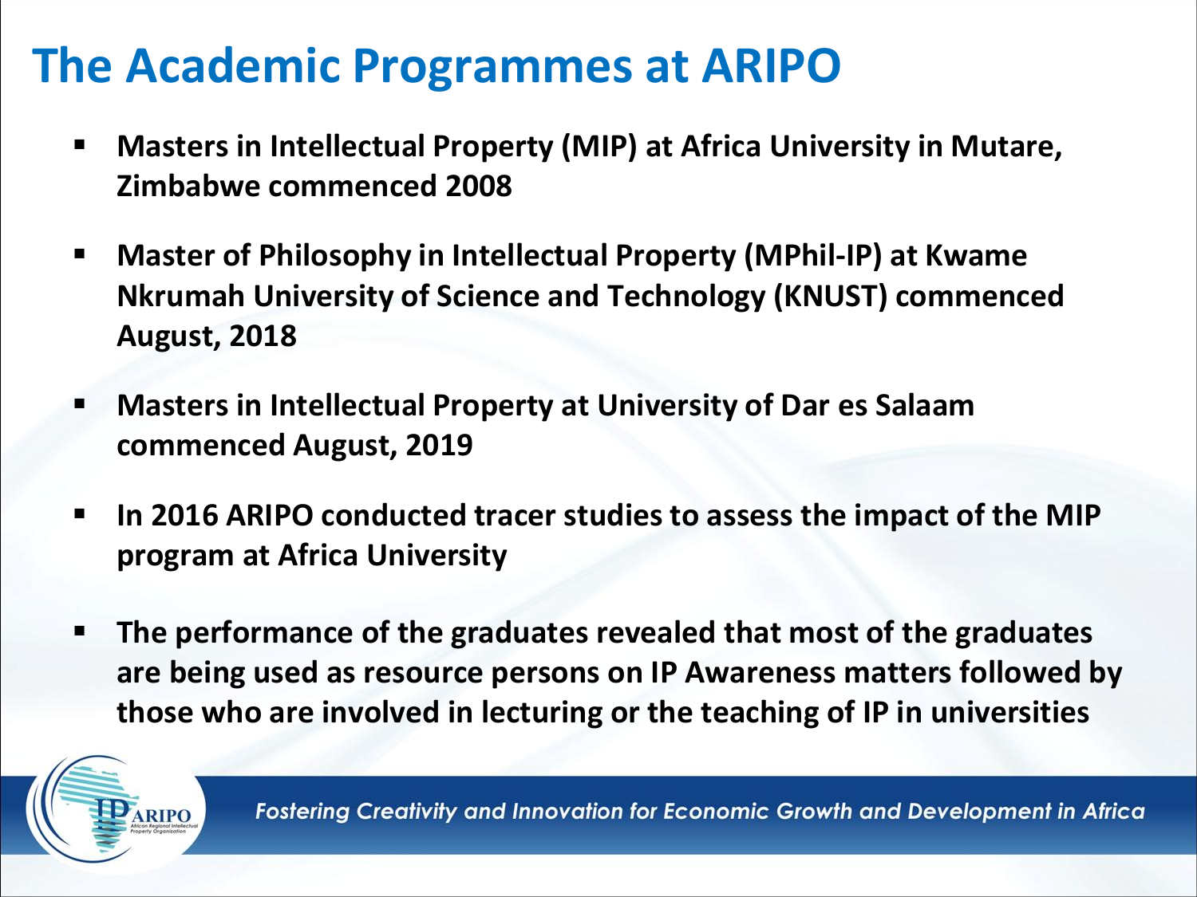# The Academic Programmes at ARIPO

- **Masters in Intellectual Property (MIP) at Africa University in Mutare, Zimbabwe commenced 2008**
- **Master of Philosophy in Intellectual Property (MPhil-IP) at Kwame Nkrumah University of Science and Technology (KNUST) commenced August, 2018**
- **Masters in Intellectual Property at University of Dar es Salaam commenced August, 2019**
- **In 2016 ARIPO conducted tracer studies to assess the impact of the MIP program at Africa University**
- **The performance of the graduates revealed that most of the graduates are being used as resource persons on IP Awareness matters followed by those who are involved in lecturing or the teaching of IP in universities**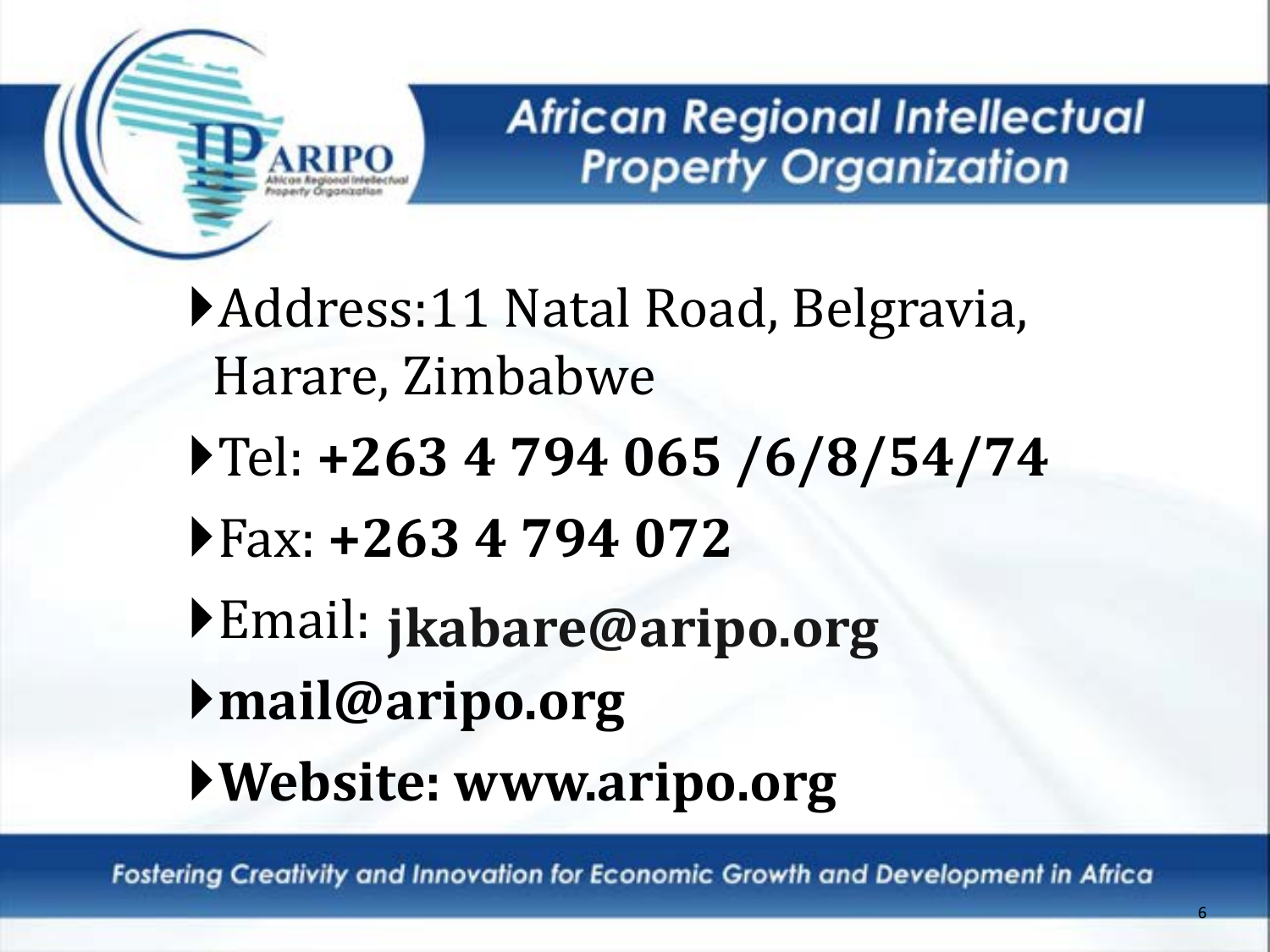# African Regional Intellectual Property Organization

- Address:11 Natal Road, Belgravia, Harare, Zimbabwe
- Tel: **+263 4 794 065 /6/8/54/74**
- Fax: **+263 4 794 072**
- Email: **jkabare@aripo.org**
- **mail@aripo.org**
- **Website: www.aripo.org**

Fostering Creativity and Innovation for Economic Growth and Development in Africa